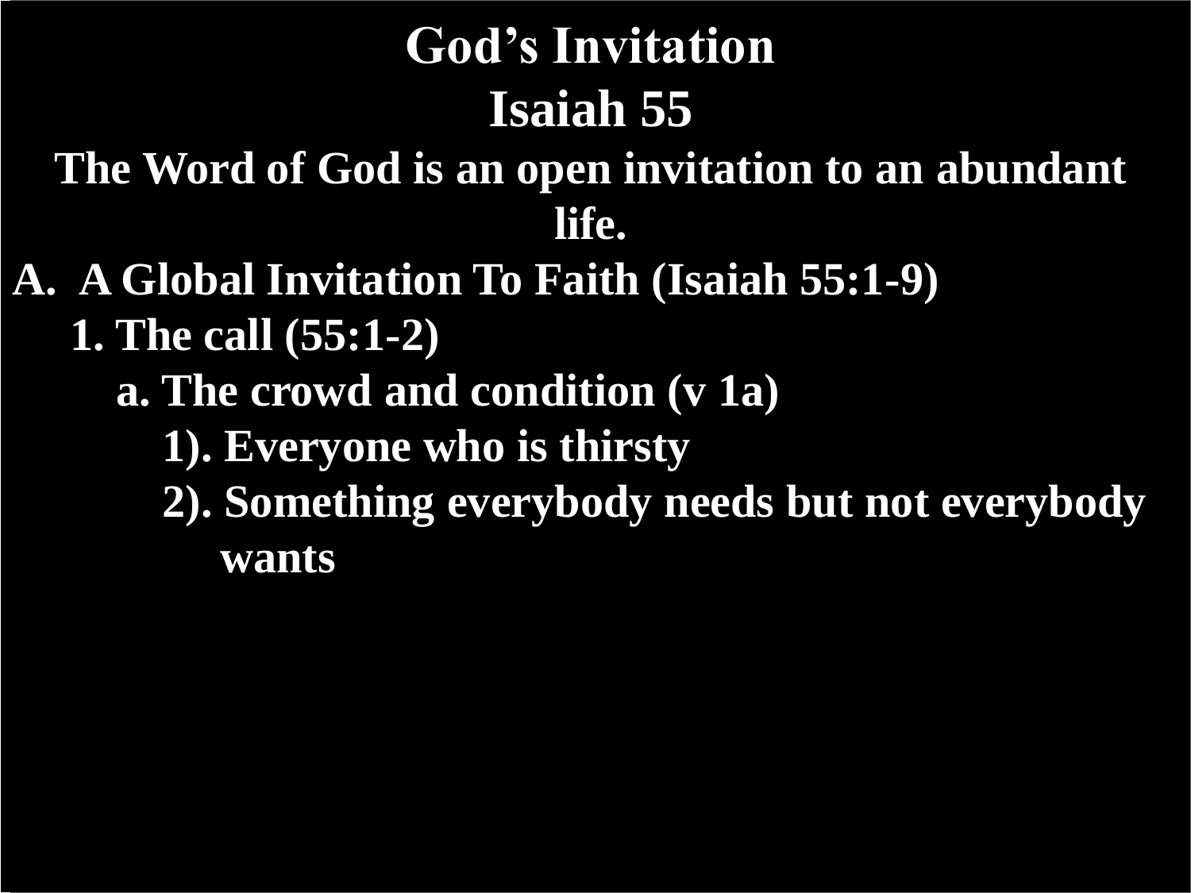# God's Invitation

## Isaiah 55

**The Word of God is an open invitation to an abundant life.**

**A. A Global Invitation To Faith (Isaiah 55:1-9)**

- **1. The call (55:1-2)**
  - **a. The crowd and condition (v 1a)**
    - **1). Everyone who is thirsty**
    - **2). Something everybody needs but not everybody wants**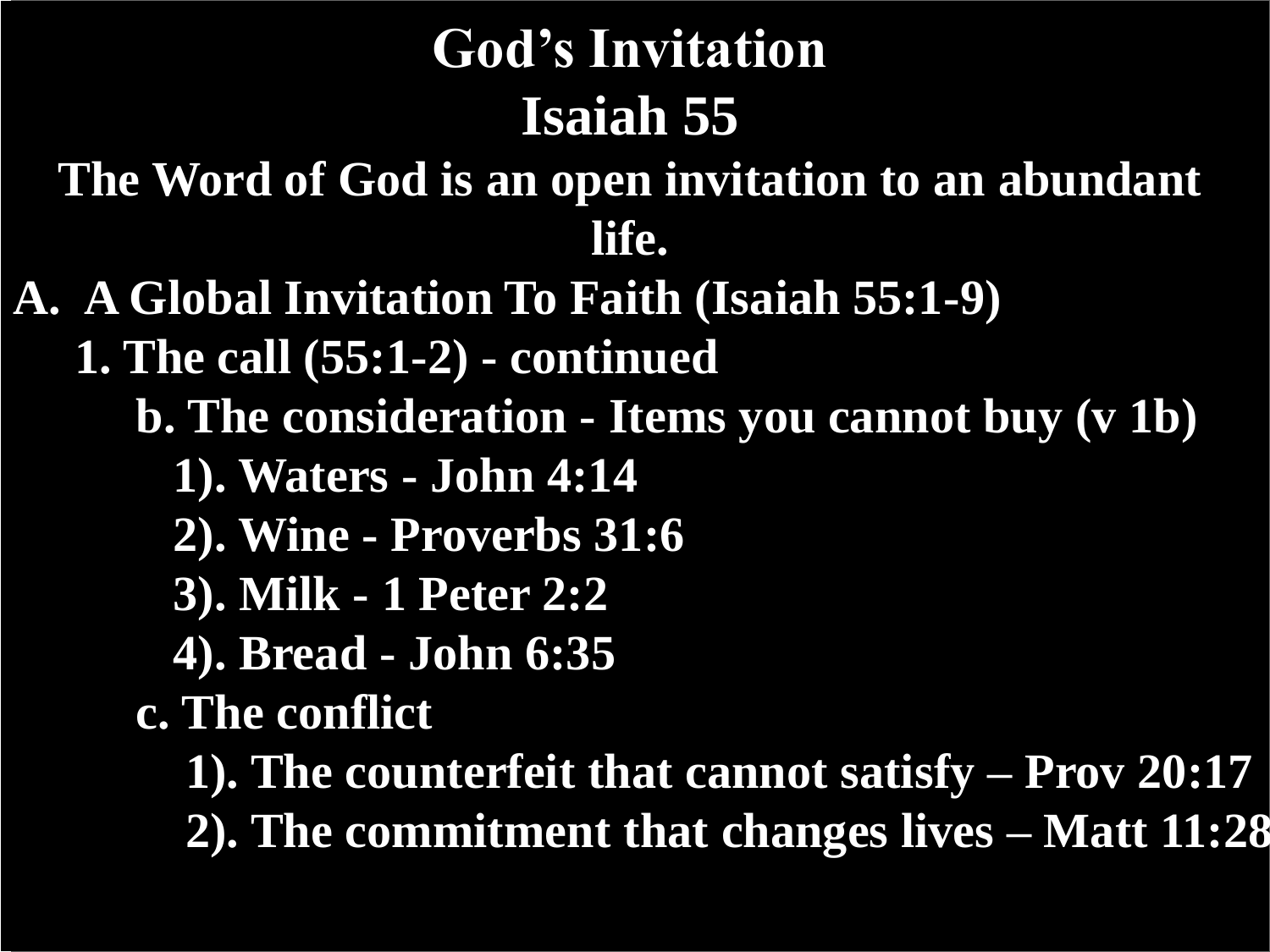# God's Invitation

## Isaiah 55

**The Word of God is an open invitation to an abundant life.**

**A. A Global Invitation To Faith (Isaiah 55:1-9)**

- **1. The call (55:1-2) - continued**
  - **b. The consideration - Items you cannot buy (v 1b)**
    - **1). Waters - John 4:14**
    - **2). Wine - Proverbs 31:6**
    - **3). Milk - 1 Peter 2:2**
    - **4). Bread - John 6:35**
  - **c. The conflict**
    - **1). The counterfeit that cannot satisfy – Prov 20:17**
    - **2). The commitment that changes lives – Matt 11:28**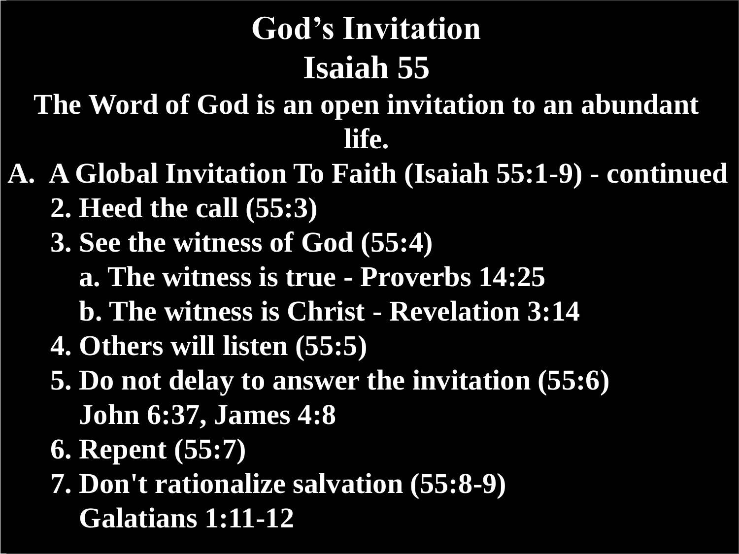# God's Invitation
# Isaiah 55

**The Word of God is an open invitation to an abundant life.**

A. A Global Invitation To Faith (Isaiah 55:1-9) - continued

   2. Heed the call (55:3)
   3. See the witness of God (55:4)
      a. The witness is true - Proverbs 14:25
      b. The witness is Christ - Revelation 3:14
   4. Others will listen (55:5)
   5. Do not delay to answer the invitation (55:6)
      John 6:37, James 4:8
   6. Repent (55:7)
   7. Don't rationalize salvation (55:8-9)
      Galatians 1:11-12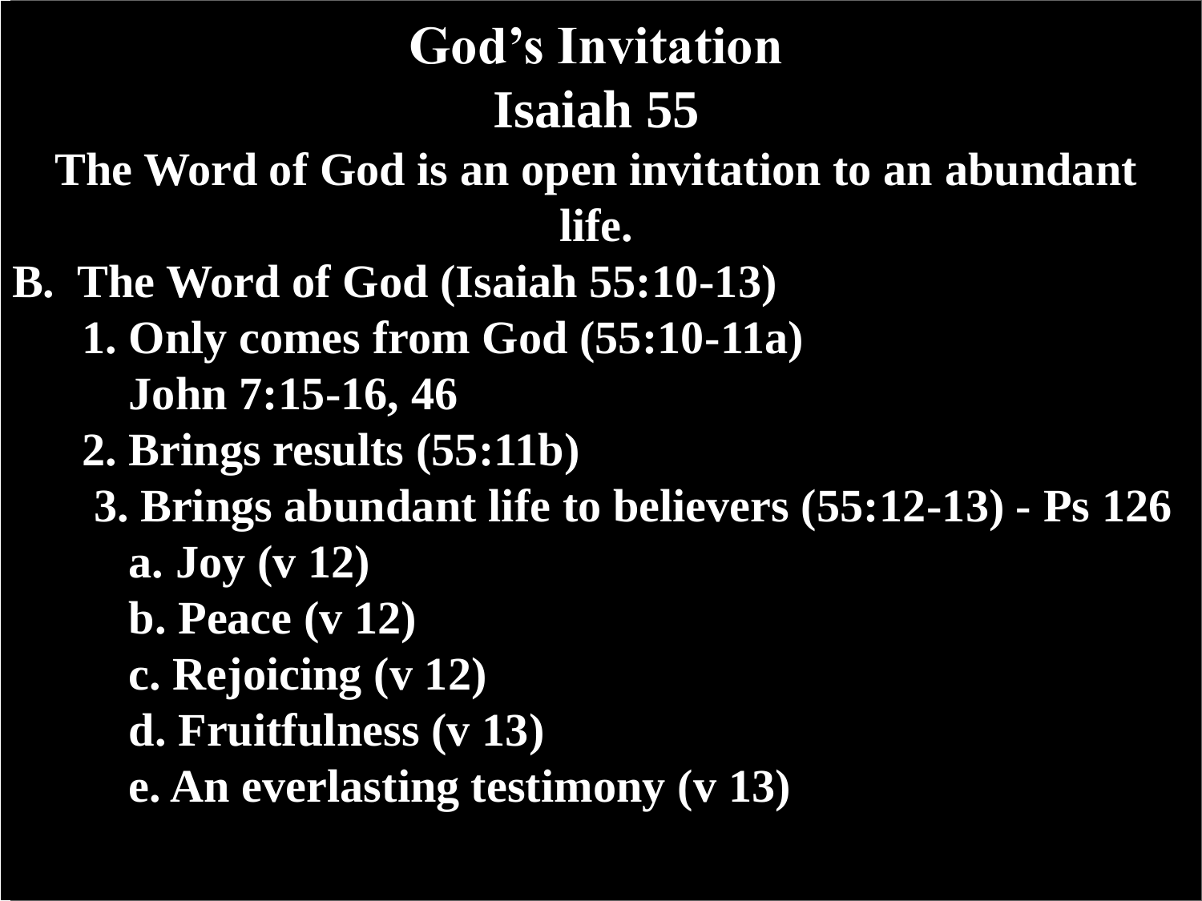# God's Invitation

## Isaiah 55

**The Word of God is an open invitation to an abundant life.**

**B. The Word of God (Isaiah 55:10-13)**

1. **Only comes from God (55:10-11a)**
   **John 7:15-16, 46**
2. **Brings results (55:11b)**
3. **Brings abundant life to believers (55:12-13) - Ps 126**
   - **a. Joy (v 12)**
   - **b. Peace (v 12)**
   - **c. Rejoicing (v 12)**
   - **d. Fruitfulness (v 13)**
   - **e. An everlasting testimony (v 13)**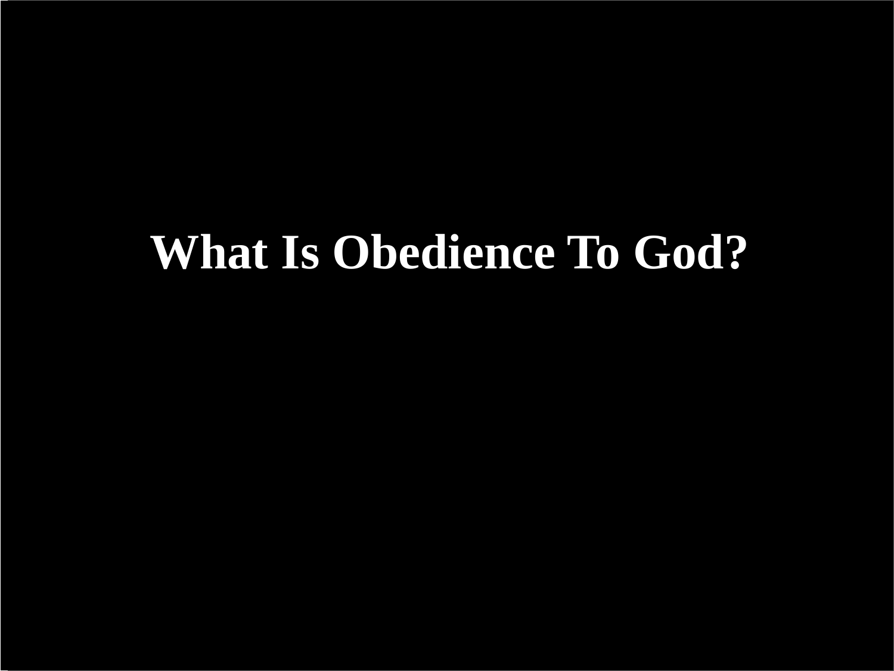# What Is Obedience To God?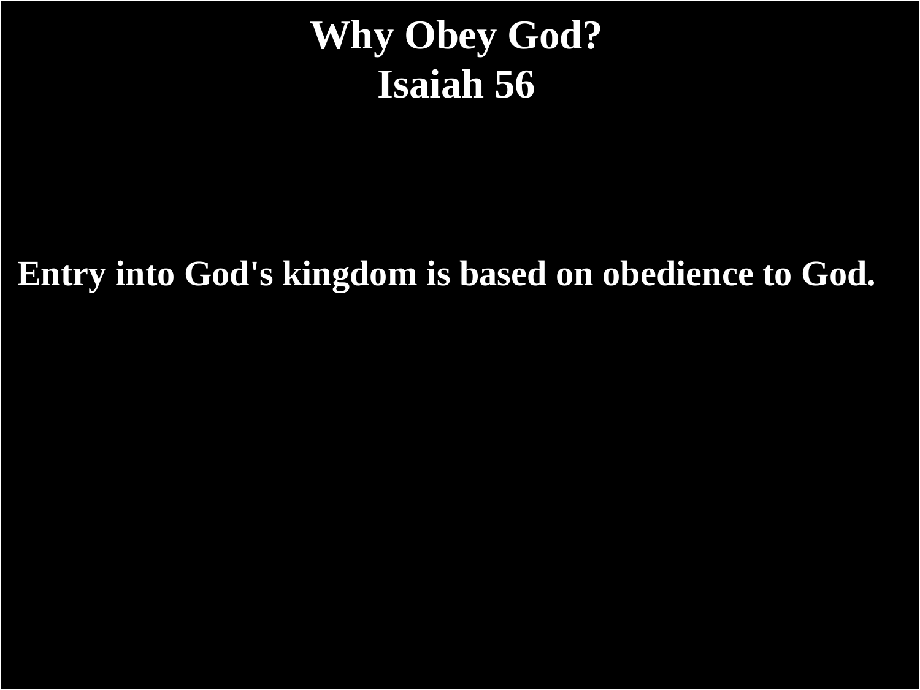# Why Obey God?
# Isaiah 56

**Entry into God's kingdom is based on obedience to God.**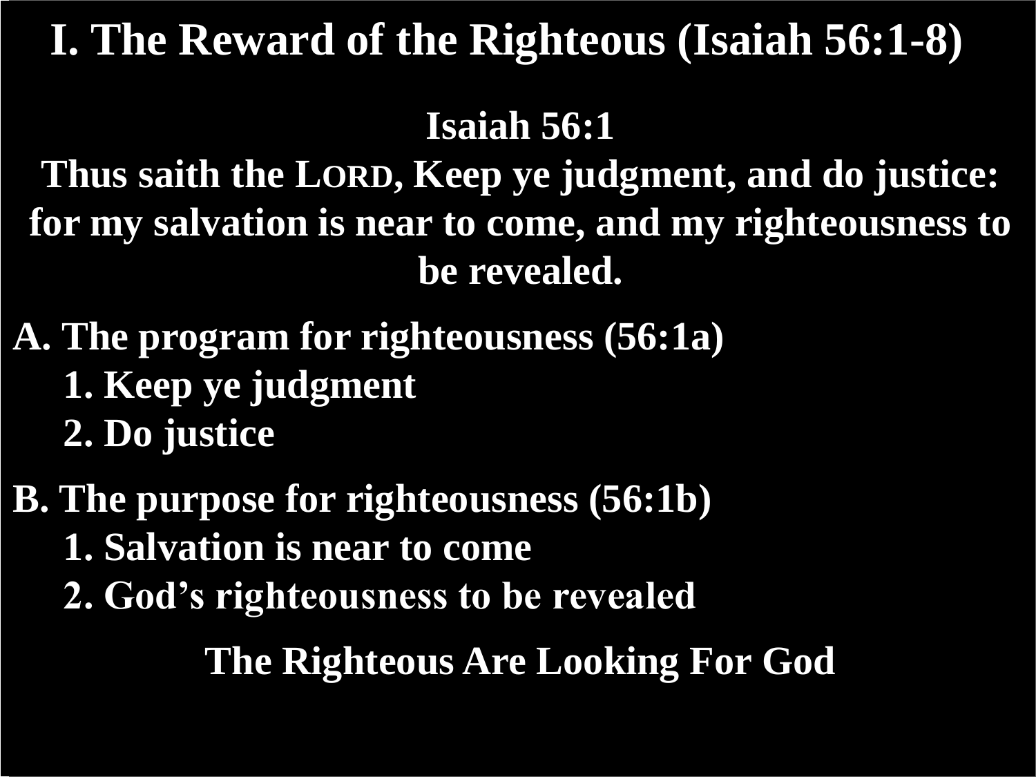# I. The Reward of the Righteous (Isaiah 56:1-8)

**Isaiah 56:1**

**Thus saith the LORD, Keep ye judgment, and do justice: for my salvation is near to come, and my righteousness to be revealed.**

**A. The program for righteousness (56:1a)**

1. **Keep ye judgment**
2. **Do justice**

**B. The purpose for righteousness (56:1b)**

1. **Salvation is near to come**
2. **God's righteousness to be revealed**

**The Righteous Are Looking For God**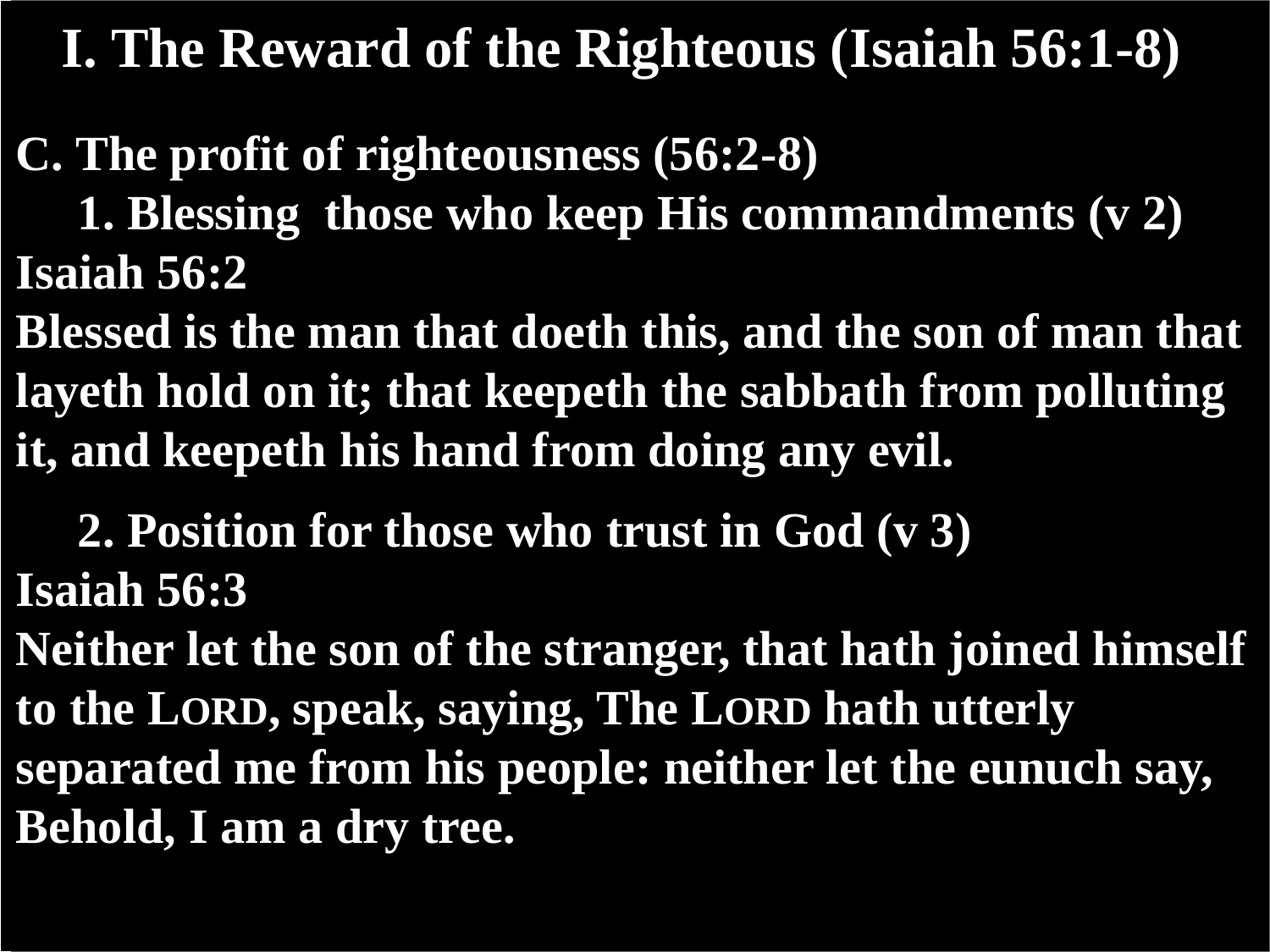# I. The Reward of the Righteous (Isaiah 56:1-8)

**C. The profit of righteousness (56:2-8)**

**1. Blessing those who keep His commandments (v 2)**

**Isaiah 56:2**

**Blessed is the man that doeth this, and the son of man that layeth hold on it; that keepeth the sabbath from polluting it, and keepeth his hand from doing any evil.**

**2. Position for those who trust in God (v 3)**

**Isaiah 56:3**

**Neither let the son of the stranger, that hath joined himself to the LORD, speak, saying, The LORD hath utterly separated me from his people: neither let the eunuch say, Behold, I am a dry tree.**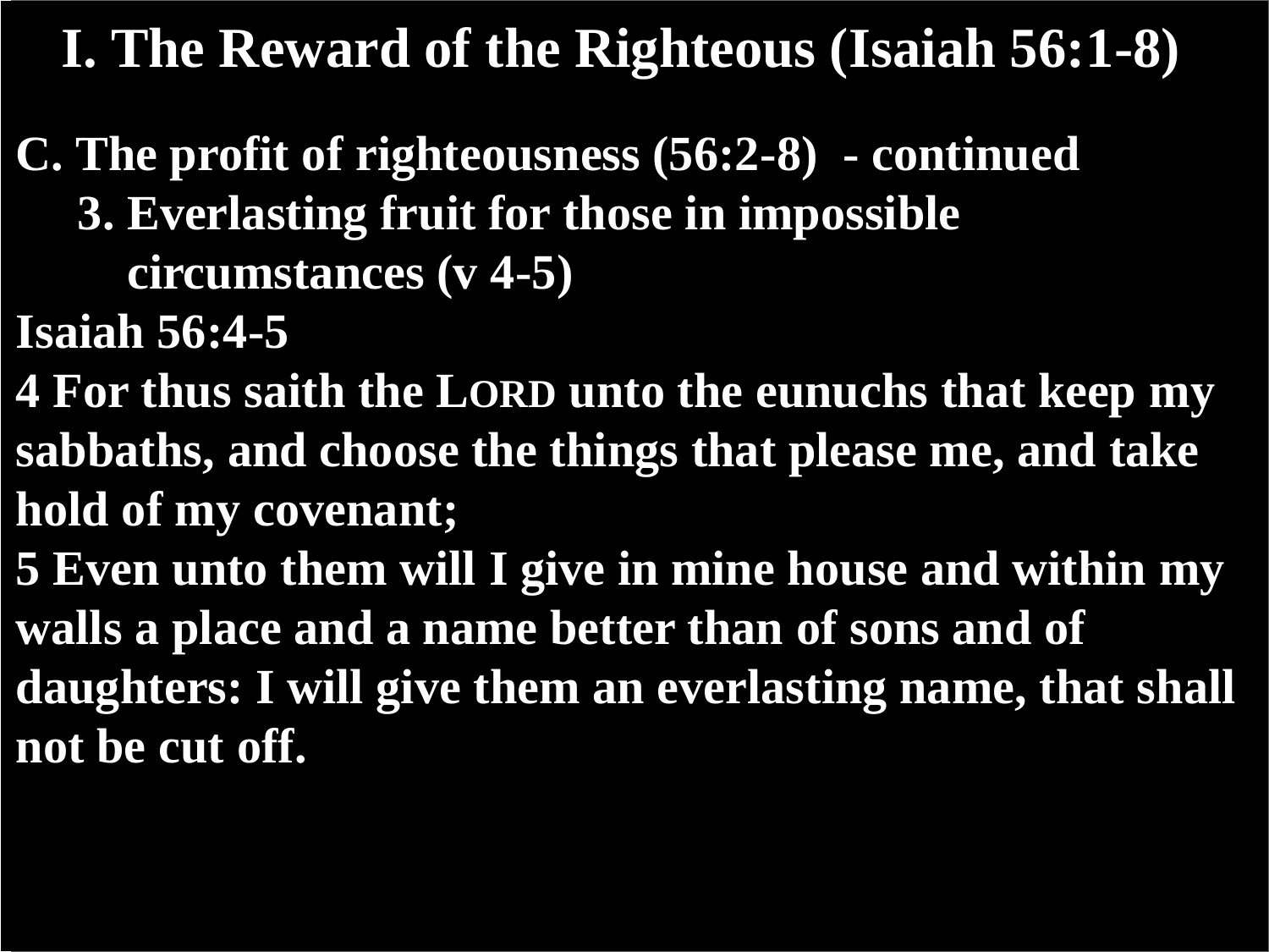# I. The Reward of the Righteous (Isaiah 56:1-8)

**C. The profit of righteousness (56:2-8) - continued**

**3. Everlasting fruit for those in impossible circumstances (v 4-5)**

**Isaiah 56:4-5**

**4 For thus saith the LORD unto the eunuchs that keep my sabbaths, and choose the things that please me, and take hold of my covenant;**

**5 Even unto them will I give in mine house and within my walls a place and a name better than of sons and of daughters: I will give them an everlasting name, that shall not be cut off.**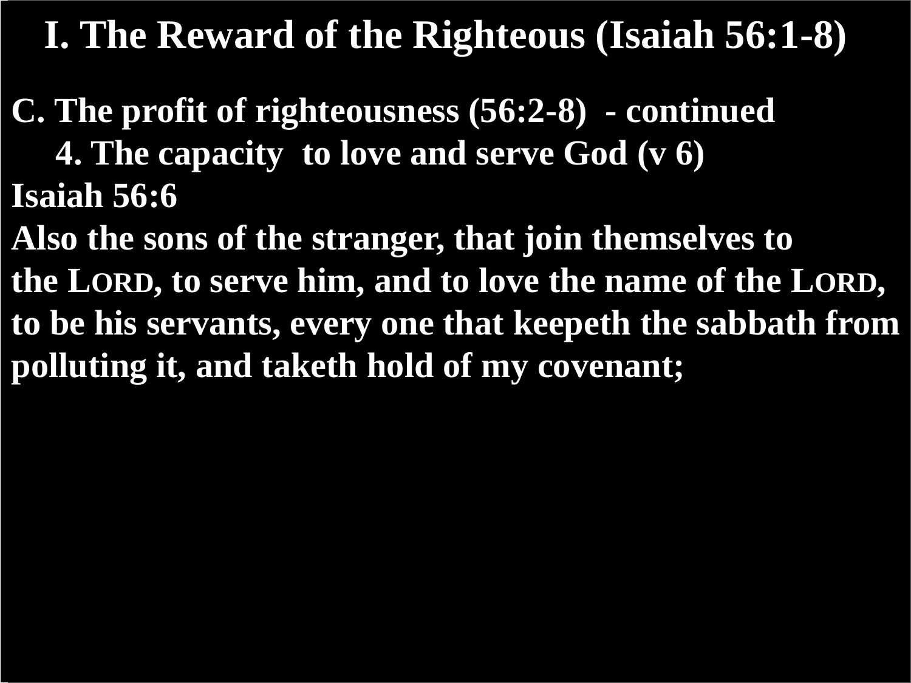# I. The Reward of the Righteous (Isaiah 56:1-8)

**C. The profit of righteousness (56:2-8) - continued**

**4. The capacity to love and serve God (v 6)**

**Isaiah 56:6**

**Also the sons of the stranger, that join themselves to the LORD, to serve him, and to love the name of the LORD, to be his servants, every one that keepeth the sabbath from polluting it, and taketh hold of my covenant;**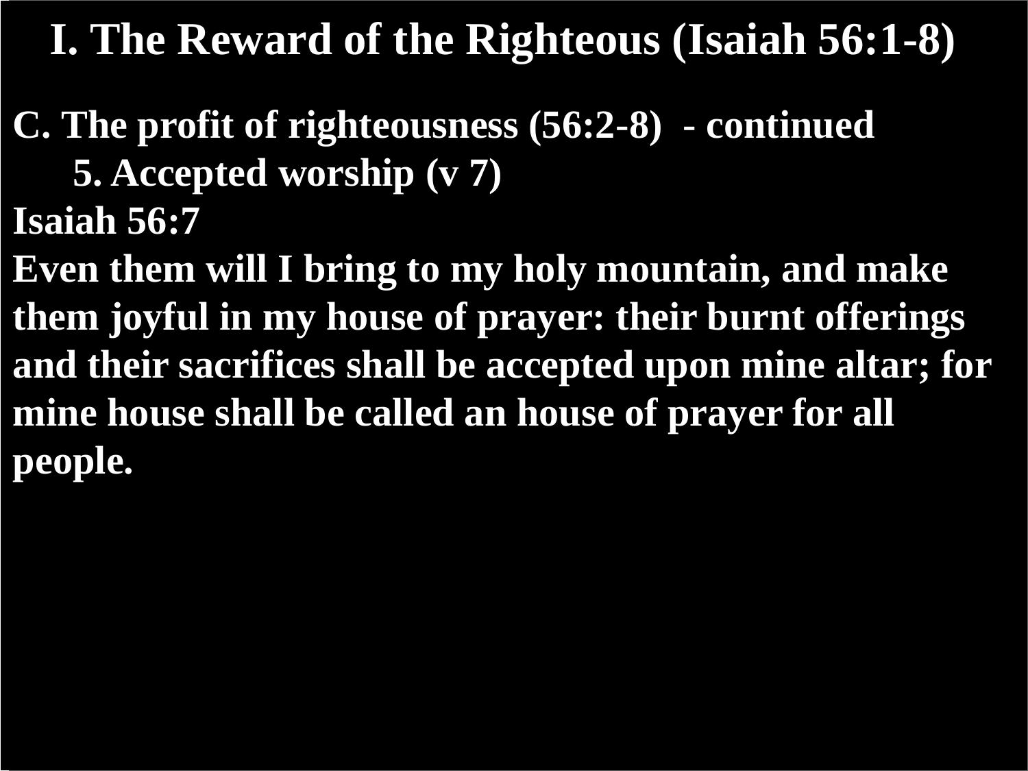# I. The Reward of the Righteous (Isaiah 56:1-8)

**C. The profit of righteousness (56:2-8) - continued**

**5. Accepted worship (v 7)**

**Isaiah 56:7**

**Even them will I bring to my holy mountain, and make them joyful in my house of prayer: their burnt offerings and their sacrifices shall be accepted upon mine altar; for mine house shall be called an house of prayer for all people.**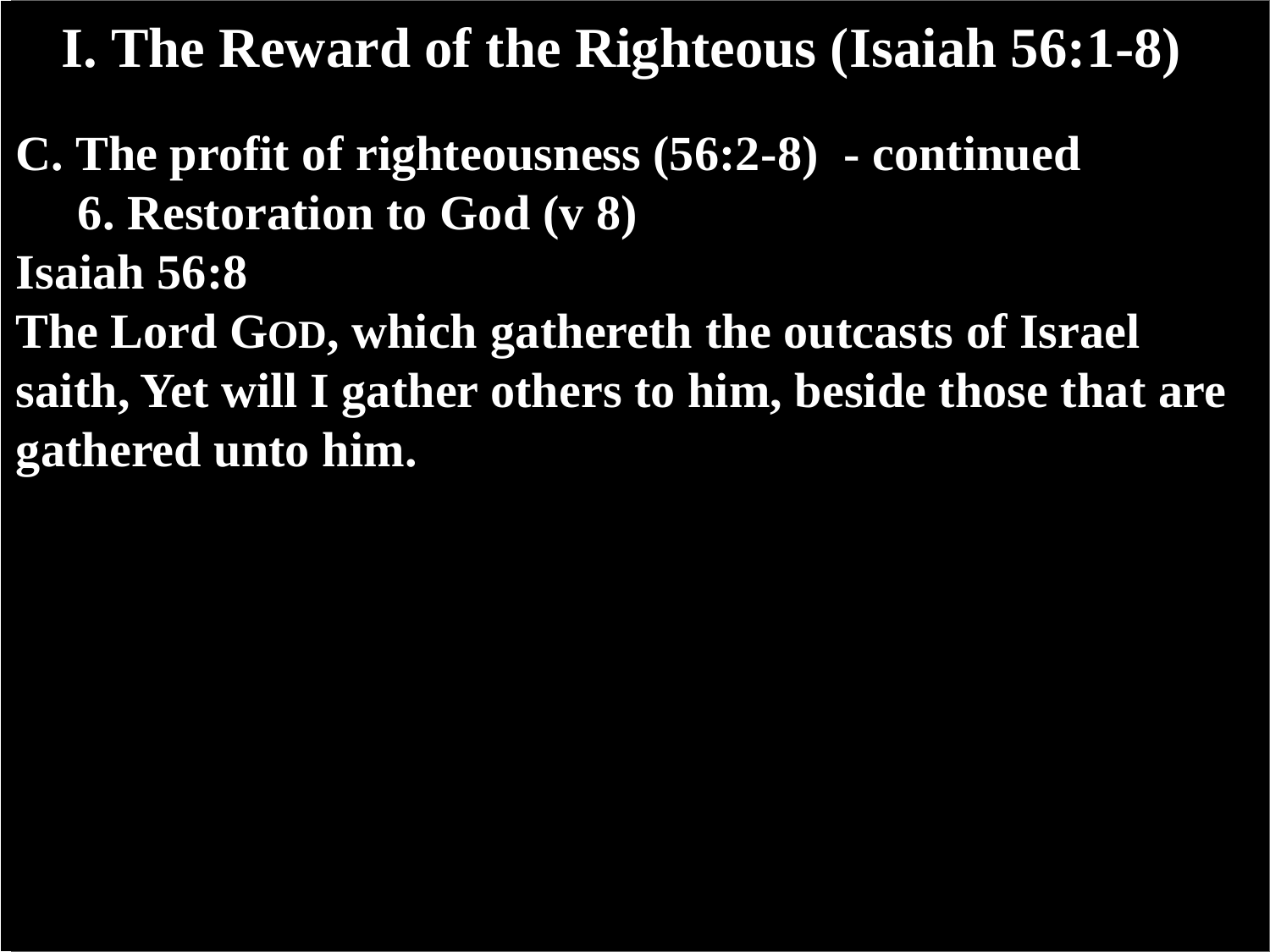# I. The Reward of the Righteous (Isaiah 56:1-8)

**C. The profit of righteousness (56:2-8) - continued**

**6. Restoration to God (v 8)**

**Isaiah 56:8**

**The Lord GOD, which gathereth the outcasts of Israel saith, Yet will I gather others to him, beside those that are gathered unto him.**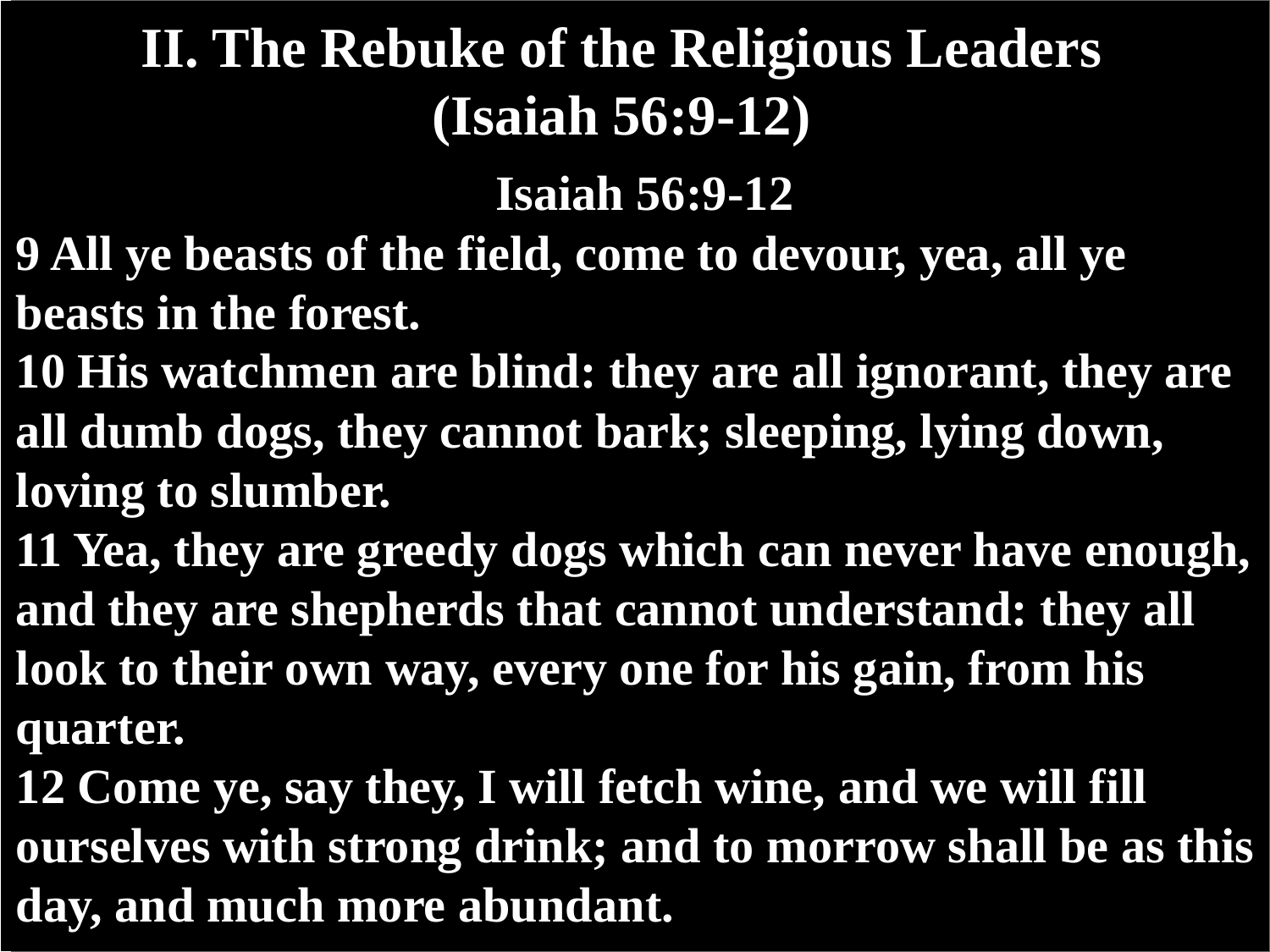# II. The Rebuke of the Religious Leaders (Isaiah 56:9-12)

## Isaiah 56:9-12

**9 All ye beasts of the field, come to devour, yea, all ye beasts in the forest.**
**10 His watchmen are blind: they are all ignorant, they are all dumb dogs, they cannot bark; sleeping, lying down, loving to slumber.**
**11 Yea, they are greedy dogs which can never have enough, and they are shepherds that cannot understand: they all look to their own way, every one for his gain, from his quarter.**
**12 Come ye, say they, I will fetch wine, and we will fill ourselves with strong drink; and to morrow shall be as this day, and much more abundant.**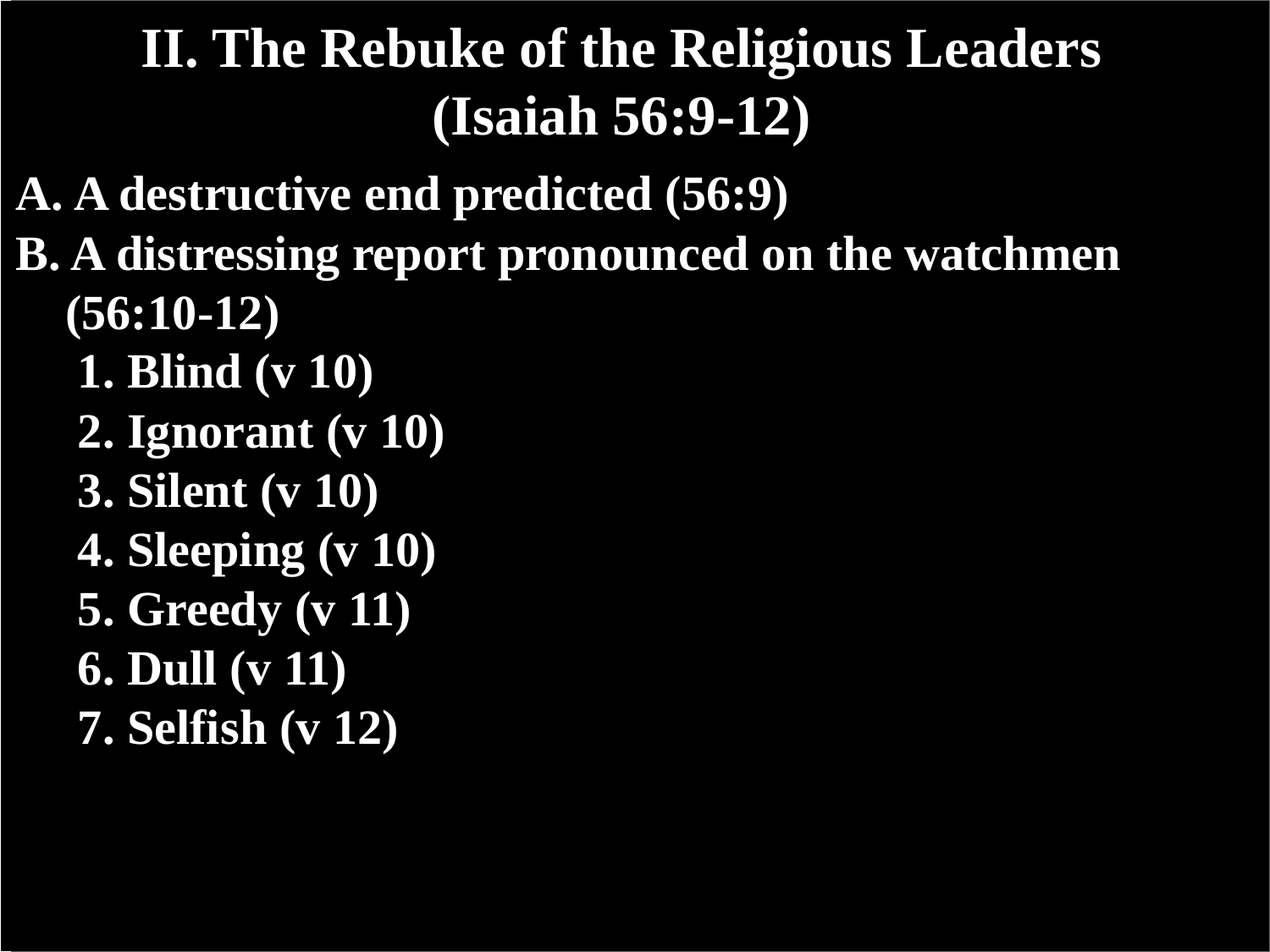# II. The Rebuke of the Religious Leaders (Isaiah 56:9-12)

A. A destructive end predicted (56:9)

B. A distressing report pronounced on the watchmen (56:10-12)

1. Blind (v 10)
2. Ignorant (v 10)
3. Silent (v 10)
4. Sleeping (v 10)
5. Greedy (v 11)
6. Dull (v 11)
7. Selfish (v 12)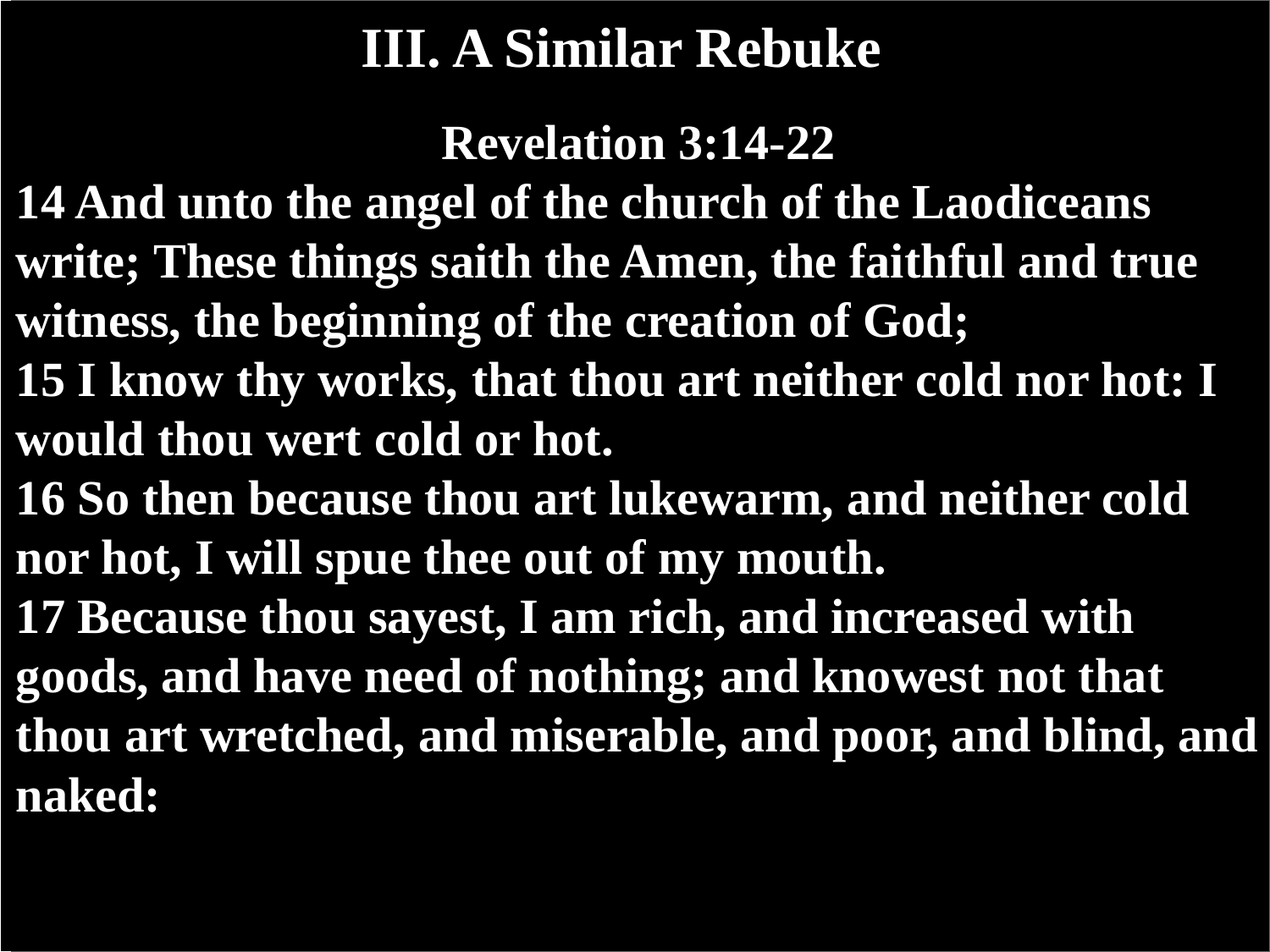# III. A Similar Rebuke

**Revelation 3:14-22**

**14 And unto the angel of the church of the Laodiceans write; These things saith the Amen, the faithful and true witness, the beginning of the creation of God;**
**15 I know thy works, that thou art neither cold nor hot: I would thou wert cold or hot.**
**16 So then because thou art lukewarm, and neither cold nor hot, I will spue thee out of my mouth.**
**17 Because thou sayest, I am rich, and increased with goods, and have need of nothing; and knowest not that thou art wretched, and miserable, and poor, and blind, and naked:**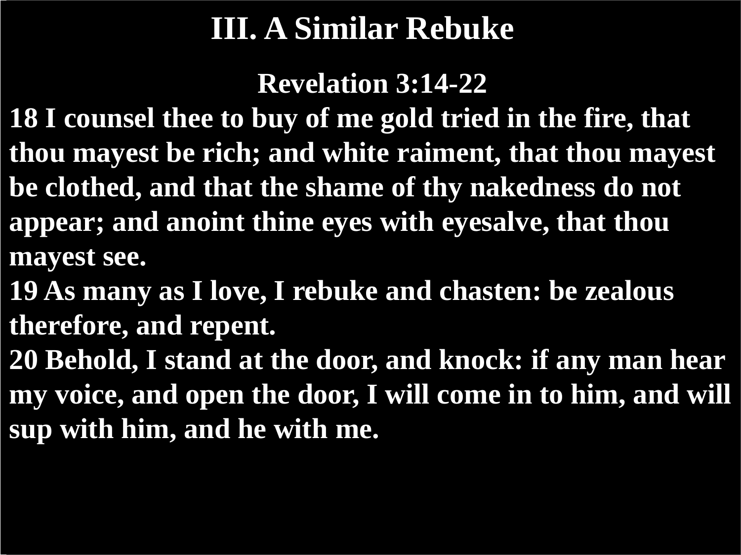# III. A Similar Rebuke

**Revelation 3:14-22**

**18 I counsel thee to buy of me gold tried in the fire, that thou mayest be rich; and white raiment, that thou mayest be clothed, and that the shame of thy nakedness do not appear; and anoint thine eyes with eyesalve, that thou mayest see.**

**19 As many as I love, I rebuke and chasten: be zealous therefore, and repent.**

**20 Behold, I stand at the door, and knock: if any man hear my voice, and open the door, I will come in to him, and will sup with him, and he with me.**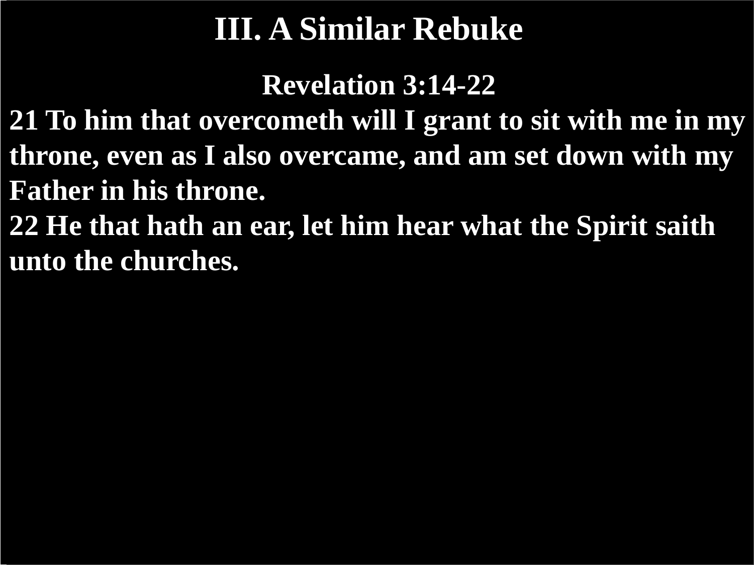# III. A Similar Rebuke

**Revelation 3:14-22**

**21 To him that overcometh will I grant to sit with me in my throne, even as I also overcame, and am set down with my Father in his throne.**

**22 He that hath an ear, let him hear what the Spirit saith unto the churches.**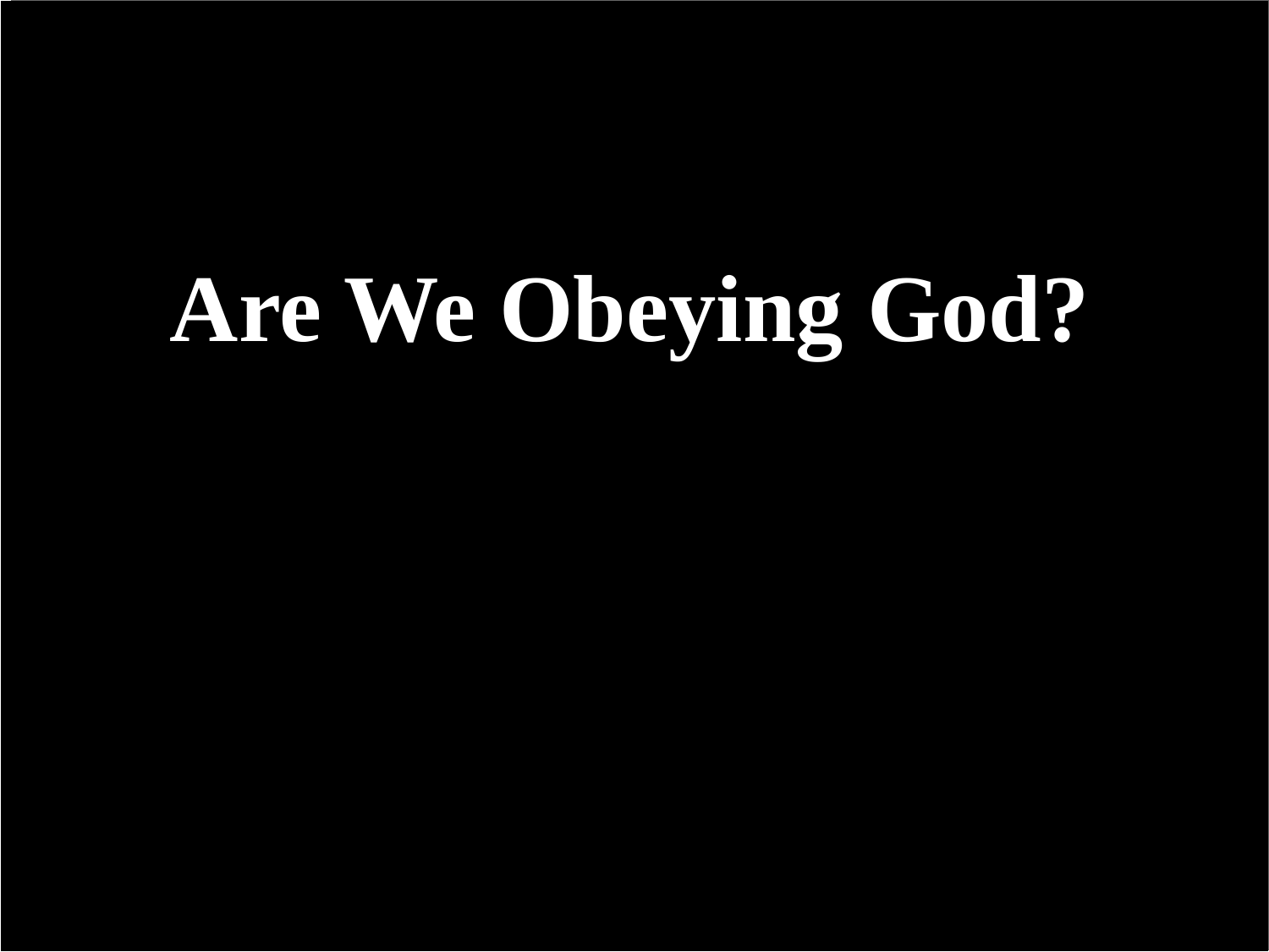# Are We Obeying God?